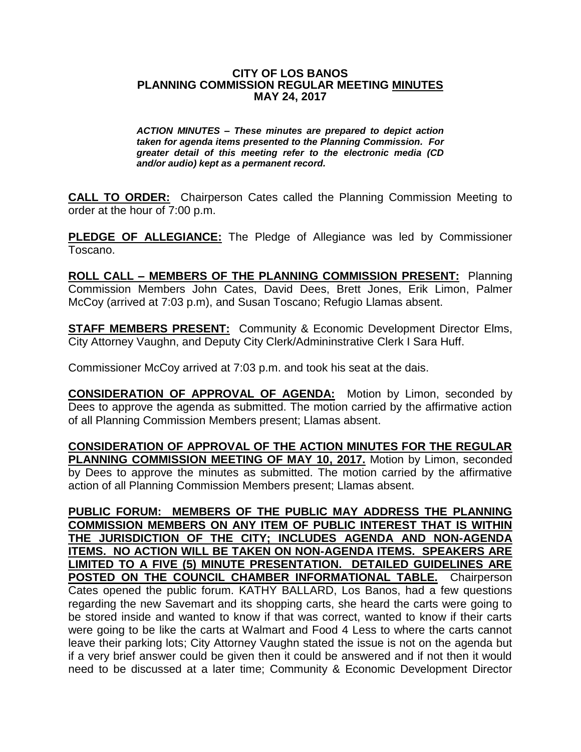# CITY OF LOS BANOS
## PLANNING COMMISSION REGULAR MEETING MINUTES
## MAY 24, 2017

***ACTION MINUTES – These minutes are prepared to depict action taken for agenda items presented to the Planning Commission. For greater detail of this meeting refer to the electronic media (CD and/or audio) kept as a permanent record.***

**CALL TO ORDER:** Chairperson Cates called the Planning Commission Meeting to order at the hour of 7:00 p.m.

**PLEDGE OF ALLEGIANCE:** The Pledge of Allegiance was led by Commissioner Toscano.

**ROLL CALL – MEMBERS OF THE PLANNING COMMISSION PRESENT:** Planning Commission Members John Cates, David Dees, Brett Jones, Erik Limon, Palmer McCoy (arrived at 7:03 p.m), and Susan Toscano; Refugio Llamas absent.

**STAFF MEMBERS PRESENT:** Community & Economic Development Director Elms, City Attorney Vaughn, and Deputy City Clerk/Admininstrative Clerk I Sara Huff.

Commissioner McCoy arrived at 7:03 p.m. and took his seat at the dais.

**CONSIDERATION OF APPROVAL OF AGENDA:** Motion by Limon, seconded by Dees to approve the agenda as submitted. The motion carried by the affirmative action of all Planning Commission Members present; Llamas absent.

**CONSIDERATION OF APPROVAL OF THE ACTION MINUTES FOR THE REGULAR PLANNING COMMISSION MEETING OF MAY 10, 2017.** Motion by Limon, seconded by Dees to approve the minutes as submitted. The motion carried by the affirmative action of all Planning Commission Members present; Llamas absent.

**PUBLIC FORUM: MEMBERS OF THE PUBLIC MAY ADDRESS THE PLANNING COMMISSION MEMBERS ON ANY ITEM OF PUBLIC INTEREST THAT IS WITHIN THE JURISDICTION OF THE CITY; INCLUDES AGENDA AND NON-AGENDA ITEMS. NO ACTION WILL BE TAKEN ON NON-AGENDA ITEMS. SPEAKERS ARE LIMITED TO A FIVE (5) MINUTE PRESENTATION. DETAILED GUIDELINES ARE POSTED ON THE COUNCIL CHAMBER INFORMATIONAL TABLE.** Chairperson Cates opened the public forum. KATHY BALLARD, Los Banos, had a few questions regarding the new Savemart and its shopping carts, she heard the carts were going to be stored inside and wanted to know if that was correct, wanted to know if their carts were going to be like the carts at Walmart and Food 4 Less to where the carts cannot leave their parking lots; City Attorney Vaughn stated the issue is not on the agenda but if a very brief answer could be given then it could be answered and if not then it would need to be discussed at a later time; Community & Economic Development Director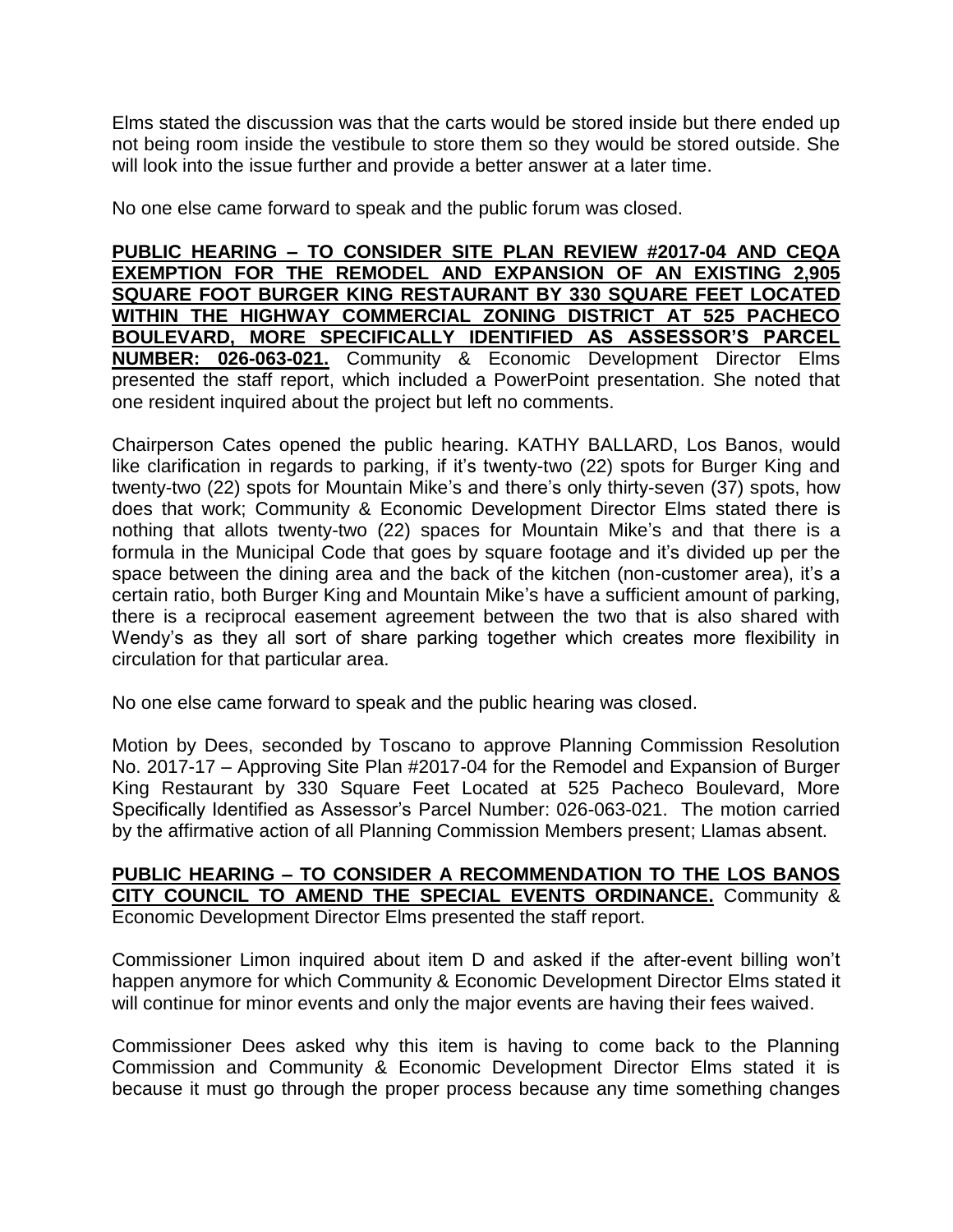Elms stated the discussion was that the carts would be stored inside but there ended up not being room inside the vestibule to store them so they would be stored outside. She will look into the issue further and provide a better answer at a later time.

No one else came forward to speak and the public forum was closed.

**PUBLIC HEARING – TO CONSIDER SITE PLAN REVIEW #2017-04 AND CEQA EXEMPTION FOR THE REMODEL AND EXPANSION OF AN EXISTING 2,905 SQUARE FOOT BURGER KING RESTAURANT BY 330 SQUARE FEET LOCATED WITHIN THE HIGHWAY COMMERCIAL ZONING DISTRICT AT 525 PACHECO BOULEVARD, MORE SPECIFICALLY IDENTIFIED AS ASSESSOR'S PARCEL NUMBER: 026-063-021.** Community & Economic Development Director Elms presented the staff report, which included a PowerPoint presentation. She noted that one resident inquired about the project but left no comments.

Chairperson Cates opened the public hearing. KATHY BALLARD, Los Banos, would like clarification in regards to parking, if it's twenty-two (22) spots for Burger King and twenty-two (22) spots for Mountain Mike's and there's only thirty-seven (37) spots, how does that work; Community & Economic Development Director Elms stated there is nothing that allots twenty-two (22) spaces for Mountain Mike's and that there is a formula in the Municipal Code that goes by square footage and it's divided up per the space between the dining area and the back of the kitchen (non-customer area), it's a certain ratio, both Burger King and Mountain Mike's have a sufficient amount of parking, there is a reciprocal easement agreement between the two that is also shared with Wendy's as they all sort of share parking together which creates more flexibility in circulation for that particular area.

No one else came forward to speak and the public hearing was closed.

Motion by Dees, seconded by Toscano to approve Planning Commission Resolution No. 2017-17 – Approving Site Plan #2017-04 for the Remodel and Expansion of Burger King Restaurant by 330 Square Feet Located at 525 Pacheco Boulevard, More Specifically Identified as Assessor's Parcel Number: 026-063-021. The motion carried by the affirmative action of all Planning Commission Members present; Llamas absent.

**PUBLIC HEARING – TO CONSIDER A RECOMMENDATION TO THE LOS BANOS CITY COUNCIL TO AMEND THE SPECIAL EVENTS ORDINANCE.** Community & Economic Development Director Elms presented the staff report.

Commissioner Limon inquired about item D and asked if the after-event billing won't happen anymore for which Community & Economic Development Director Elms stated it will continue for minor events and only the major events are having their fees waived.

Commissioner Dees asked why this item is having to come back to the Planning Commission and Community & Economic Development Director Elms stated it is because it must go through the proper process because any time something changes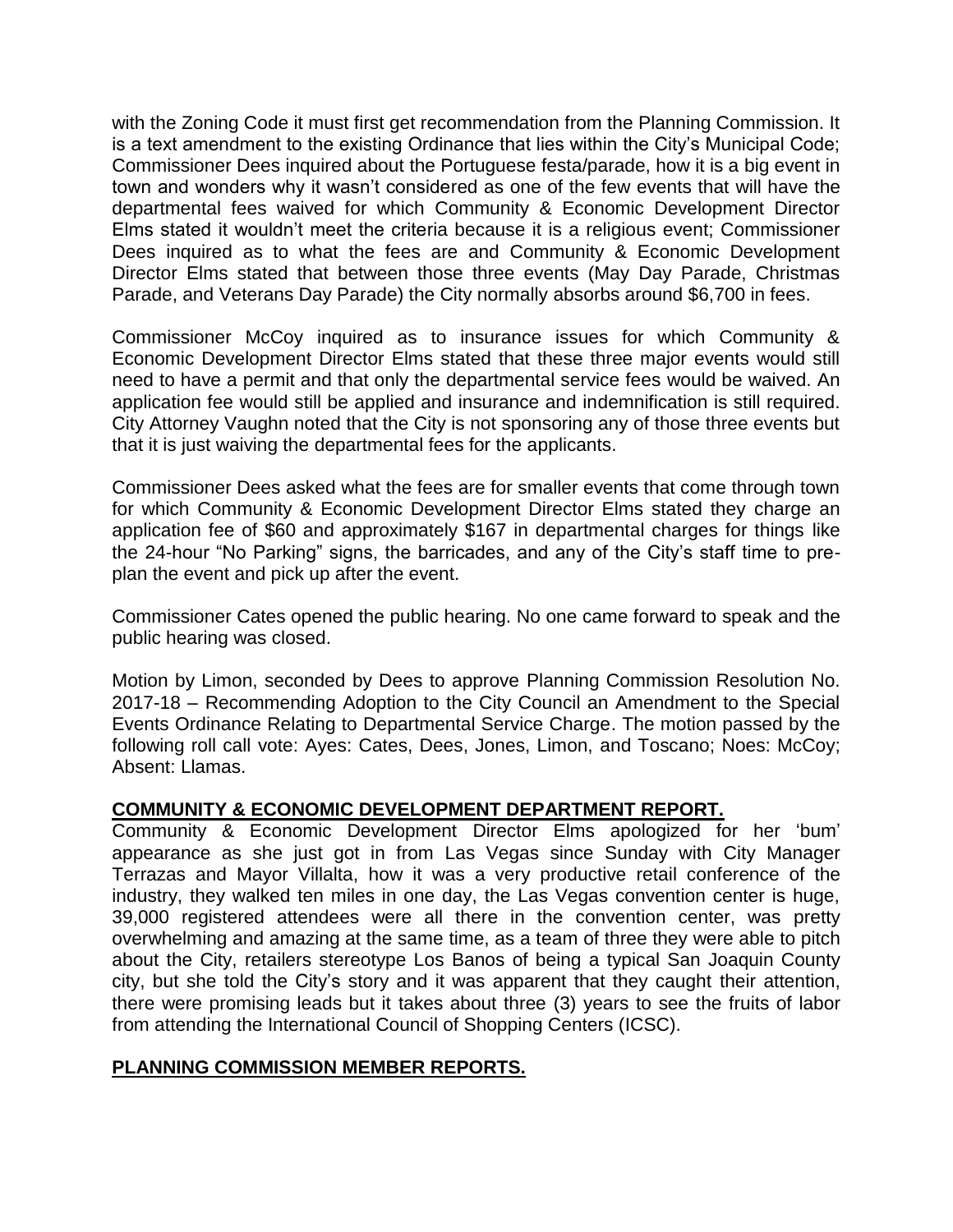with the Zoning Code it must first get recommendation from the Planning Commission. It is a text amendment to the existing Ordinance that lies within the City's Municipal Code; Commissioner Dees inquired about the Portuguese festa/parade, how it is a big event in town and wonders why it wasn't considered as one of the few events that will have the departmental fees waived for which Community & Economic Development Director Elms stated it wouldn't meet the criteria because it is a religious event; Commissioner Dees inquired as to what the fees are and Community & Economic Development Director Elms stated that between those three events (May Day Parade, Christmas Parade, and Veterans Day Parade) the City normally absorbs around $6,700 in fees.

Commissioner McCoy inquired as to insurance issues for which Community & Economic Development Director Elms stated that these three major events would still need to have a permit and that only the departmental service fees would be waived. An application fee would still be applied and insurance and indemnification is still required. City Attorney Vaughn noted that the City is not sponsoring any of those three events but that it is just waiving the departmental fees for the applicants.

Commissioner Dees asked what the fees are for smaller events that come through town for which Community & Economic Development Director Elms stated they charge an application fee of $60 and approximately $167 in departmental charges for things like the 24-hour "No Parking" signs, the barricades, and any of the City's staff time to pre-plan the event and pick up after the event.

Commissioner Cates opened the public hearing. No one came forward to speak and the public hearing was closed.

Motion by Limon, seconded by Dees to approve Planning Commission Resolution No. 2017-18 – Recommending Adoption to the City Council an Amendment to the Special Events Ordinance Relating to Departmental Service Charge. The motion passed by the following roll call vote: Ayes: Cates, Dees, Jones, Limon, and Toscano; Noes: McCoy; Absent: Llamas.

**COMMUNITY & ECONOMIC DEVELOPMENT DEPARTMENT REPORT.**

Community & Economic Development Director Elms apologized for her 'bum' appearance as she just got in from Las Vegas since Sunday with City Manager Terrazas and Mayor Villalta, how it was a very productive retail conference of the industry, they walked ten miles in one day, the Las Vegas convention center is huge, 39,000 registered attendees were all there in the convention center, was pretty overwhelming and amazing at the same time, as a team of three they were able to pitch about the City, retailers stereotype Los Banos of being a typical San Joaquin County city, but she told the City's story and it was apparent that they caught their attention, there were promising leads but it takes about three (3) years to see the fruits of labor from attending the International Council of Shopping Centers (ICSC).

**PLANNING COMMISSION MEMBER REPORTS.**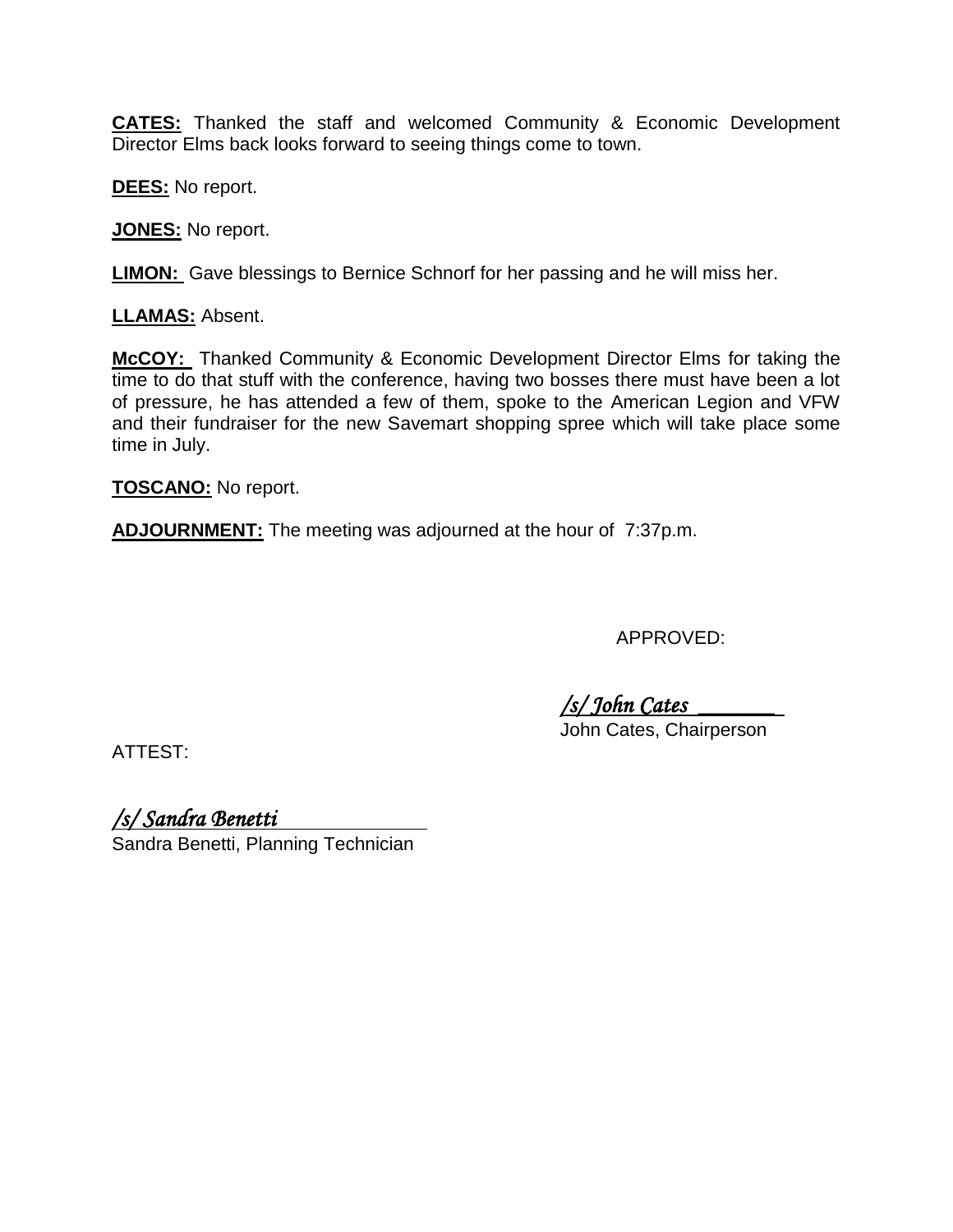**CATES:** Thanked the staff and welcomed Community & Economic Development Director Elms back looks forward to seeing things come to town.

**DEES:** No report.

**JONES:** No report.

**LIMON:** Gave blessings to Bernice Schnorf for her passing and he will miss her.

**LLAMAS:** Absent.

**McCOY:** Thanked Community & Economic Development Director Elms for taking the time to do that stuff with the conference, having two bosses there must have been a lot of pressure, he has attended a few of them, spoke to the American Legion and VFW and their fundraiser for the new Savemart shopping spree which will take place some time in July.

**TOSCANO:** No report.

**ADJOURNMENT:** The meeting was adjourned at the hour of 7:37p.m.

APPROVED:

*/s/ John Cates*
John Cates, Chairperson

ATTEST:

*/s/ Sandra Benetti*
Sandra Benetti, Planning Technician